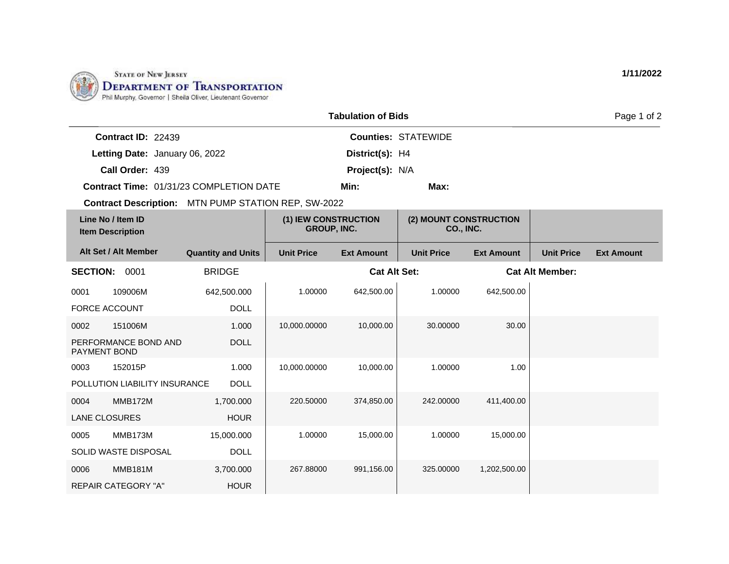STATE OF NEW JERSEY
**DEPARTMENT OF TRANSPORTATION**
Phil Murphy, Governor | Sheila Oliver, Lieutenant Governor

**1/11/2022**

## Tabulation of Bids

**Contract ID:** 22439
**Letting Date:** January 06, 2022
**Call Order:** 439
**Contract Time:** 01/31/23 COMPLETION DATE
**Contract Description:** MTN PUMP STATION REP, SW-2022

**Counties:** STATEWIDE
**District(s):** H4
**Project(s):** N/A
**Min:**
**Max:**

| Line No / Item ID / Item Description / Alt Set / Alt Member | Quantity and Units | (1) IEW CONSTRUCTION GROUP, INC. | | (2) MOUNT CONSTRUCTION CO., INC. | | | |
|---|---|---|---|---|---|---|---|
| | | Unit Price | Ext Amount | Unit Price | Ext Amount | Unit Price | Ext Amount |
| **SECTION: 0001** | BRIDGE | | **Cat Alt Set:** | | **Cat Alt Member:** | | |
| 0001 109006M FORCE ACCOUNT | 642,500.000 DOLL | 1.00000 | 642,500.00 | 1.00000 | 642,500.00 | | |
| 0002 151006M PERFORMANCE BOND AND PAYMENT BOND | 1.000 DOLL | 10,000.00000 | 10,000.00 | 30.00000 | 30.00 | | |
| 0003 152015P POLLUTION LIABILITY INSURANCE | 1.000 DOLL | 10,000.00000 | 10,000.00 | 1.00000 | 1.00 | | |
| 0004 MMB172M LANE CLOSURES | 1,700.000 HOUR | 220.50000 | 374,850.00 | 242.00000 | 411,400.00 | | |
| 0005 MMB173M SOLID WASTE DISPOSAL | 15,000.000 DOLL | 1.00000 | 15,000.00 | 1.00000 | 15,000.00 | | |
| 0006 MMB181M REPAIR CATEGORY "A" | 3,700.000 HOUR | 267.88000 | 991,156.00 | 325.00000 | 1,202,500.00 | | |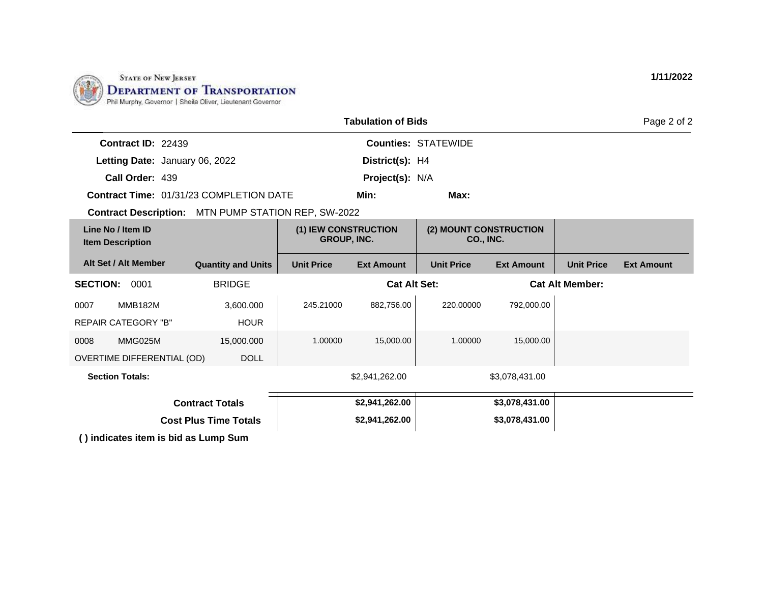STATE OF NEW JERSEY
DEPARTMENT OF TRANSPORTATION
Phil Murphy, Governor | Sheila Oliver, Lieutenant Governor

1/11/2022

## Tabulation of Bids

**Contract ID:** 22439
**Letting Date:** January 06, 2022
**Call Order:** 439
**Contract Time:** 01/31/23 COMPLETION DATE
**Contract Description:** MTN PUMP STATION REP, SW-2022

**Counties:** STATEWIDE
**District(s):** H4
**Project(s):** N/A
**Min:**
**Max:**

| Line No / Item ID Item Description | | (1) IEW CONSTRUCTION GROUP, INC. | | (2) MOUNT CONSTRUCTION CO., INC. | | | |
|---|---|---|---|---|---|---|---|
| Alt Set / Alt Member | Quantity and Units | Unit Price | Ext Amount | Unit Price | Ext Amount | Unit Price | Ext Amount |
| **SECTION: 0001** | BRIDGE | | Cat Alt Set: | | Cat Alt Member: | | |
| 0007 MMB182M REPAIR CATEGORY "B" | 3,600.000 HOUR | 245.21000 | 882,756.00 | 220.00000 | 792,000.00 | | |
| 0008 MMG025M OVERTIME DIFFERENTIAL (OD) | 15,000.000 DOLL | 1.00000 | 15,000.00 | 1.00000 | 15,000.00 | | |
| **Section Totals:** | | | $2,941,262.00 | | $3,078,431.00 | | |
| **Contract Totals** | | | **$2,941,262.00** | | **$3,078,431.00** | | |
| **Cost Plus Time Totals** | | | **$2,941,262.00** | | **$3,078,431.00** | | |

**( ) indicates item is bid as Lump Sum**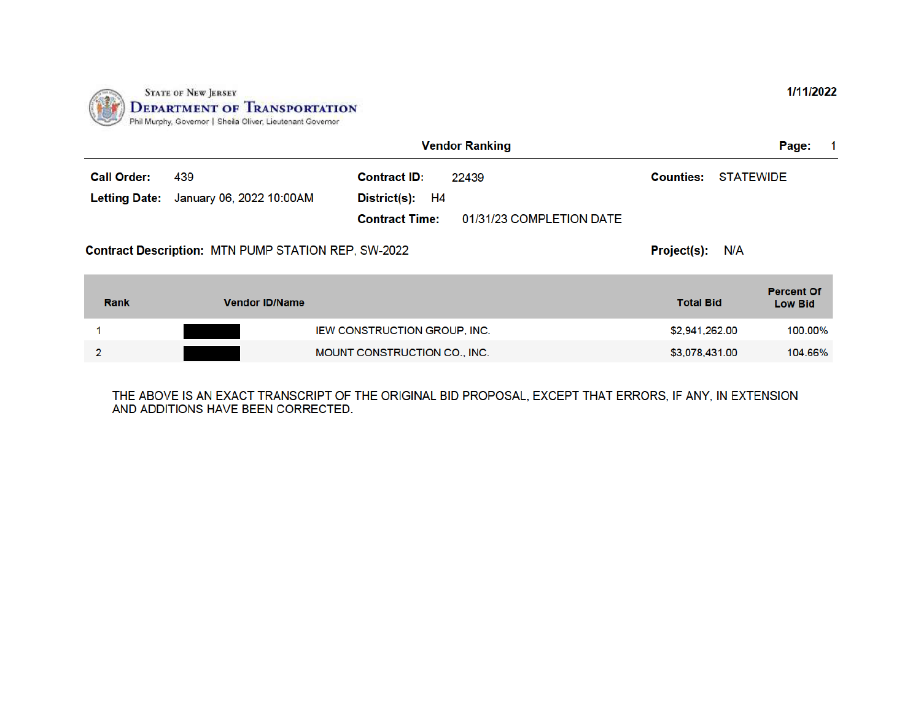State of New Jersey
**Department of Transportation**
Phil Murphy, Governor | Sheila Oliver, Lieutenant Governor

1/11/2022

## Vendor Ranking

Page: 1

**Call Order:** 439
**Letting Date:** January 06, 2022 10:00AM
**Contract ID:** 22439
**District(s):** H4
**Contract Time:** 01/31/23 COMPLETION DATE
**Counties:** STATEWIDE

**Contract Description:** MTN PUMP STATION REP, SW-2022
**Project(s):** N/A

| Rank | Vendor ID/Name | | Total Bid | Percent Of Low Bid |
|---|---|---|---|---|
| 1 | | IEW CONSTRUCTION GROUP, INC. | $2,941,262.00 | 100.00% |
| 2 | | MOUNT CONSTRUCTION CO., INC. | $3,078,431.00 | 104.66% |

THE ABOVE IS AN EXACT TRANSCRIPT OF THE ORIGINAL BID PROPOSAL, EXCEPT THAT ERRORS, IF ANY, IN EXTENSION AND ADDITIONS HAVE BEEN CORRECTED.